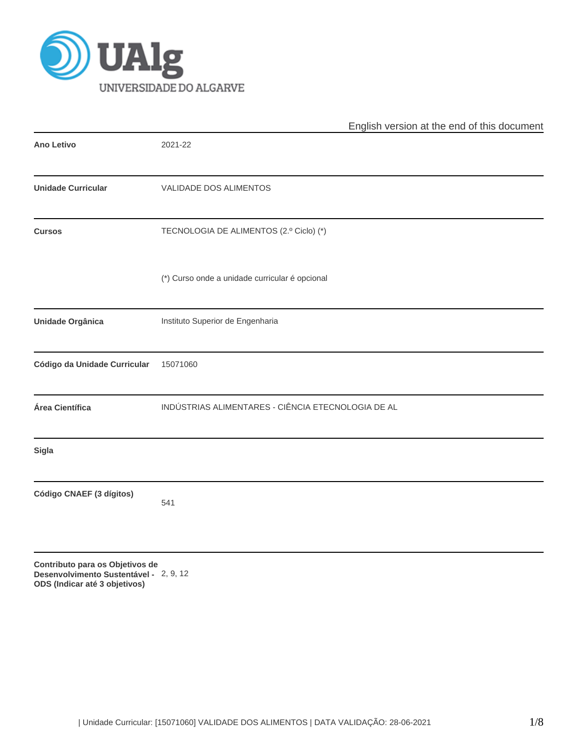English version at the end of this document

| Ano Letivo | 2021-22 |
|---|---|
| Unidade Curricular | VALIDADE DOS ALIMENTOS |
| Cursos | TECNOLOGIA DE ALIMENTOS (2.º Ciclo) (*)<br><br>(*) Curso onde a unidade curricular é opcional |
| Unidade Orgânica | Instituto Superior de Engenharia |
| Código da Unidade Curricular | 15071060 |
| Área Científica | INDÚSTRIAS ALIMENTARES - CIÊNCIA ETECNOLOGIA DE AL |
| Sigla | |
| Código CNAEF (3 dígitos) | 541 |
| Contributo para os Objetivos de Desenvolvimento Sustentável - ODS (Indicar até 3 objetivos) | 2, 9, 12 |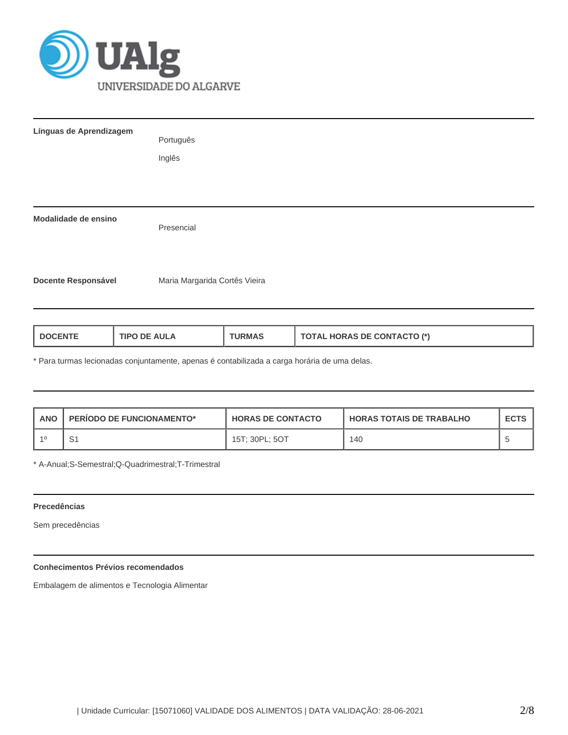**Línguas de Aprendizagem**

Português

Inglês

**Modalidade de ensino**

Presencial

**Docente Responsável**

Maria Margarida Cortês Vieira

| DOCENTE | TIPO DE AULA | TURMAS | TOTAL HORAS DE CONTACTO (*) |
|---|---|---|---|

* Para turmas lecionadas conjuntamente, apenas é contabilizada a carga horária de uma delas.

| ANO | PERÍODO DE FUNCIONAMENTO* | HORAS DE CONTACTO | HORAS TOTAIS DE TRABALHO | ECTS |
|---|---|---|---|---|
| 1º | S1 | 15T; 30PL; 5OT | 140 | 5 |

* A-Anual;S-Semestral;Q-Quadrimestral;T-Trimestral

**Precedências**

Sem precedências

**Conhecimentos Prévios recomendados**

Embalagem de alimentos e Tecnologia Alimentar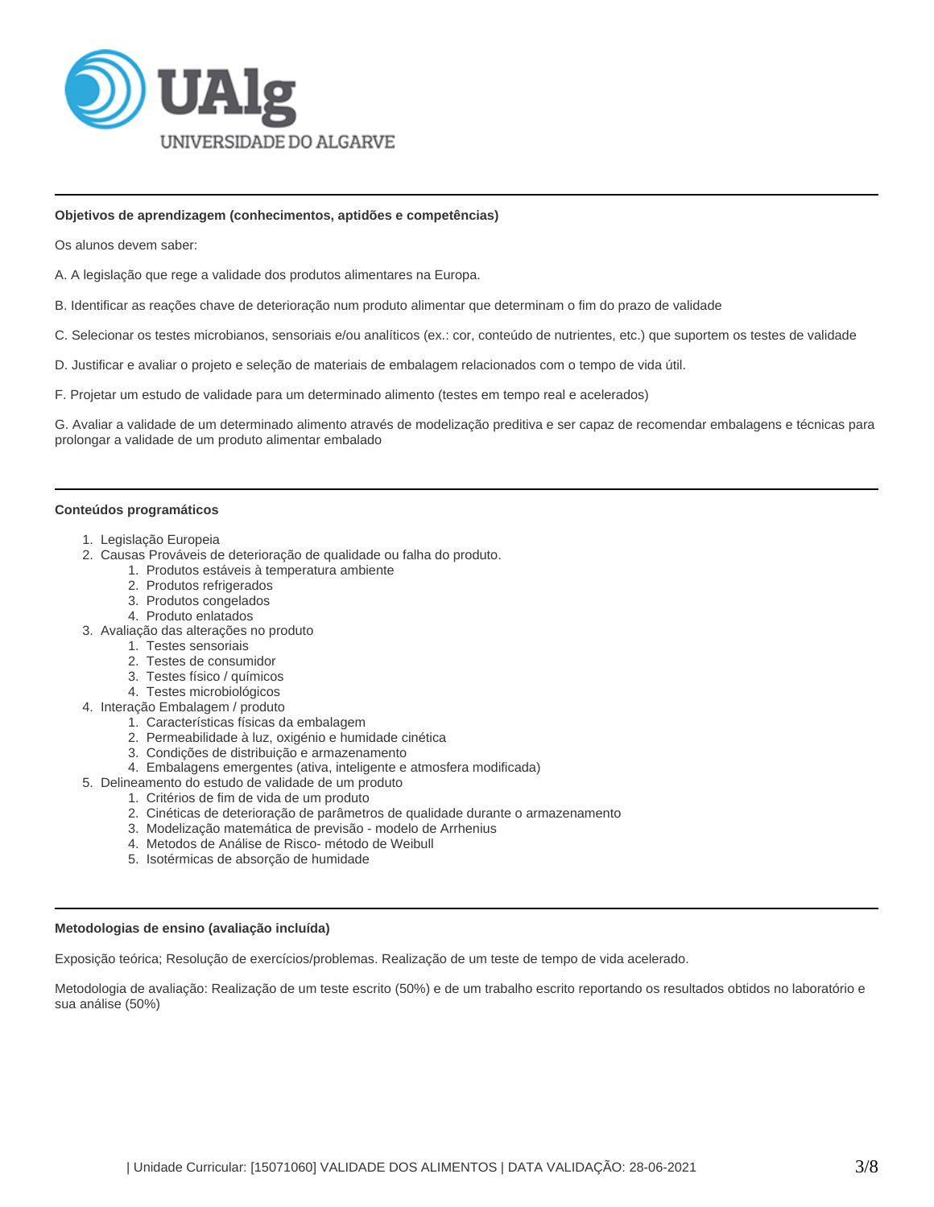**Objetivos de aprendizagem (conhecimentos, aptidões e competências)**

Os alunos devem saber:

A. A legislação que rege a validade dos produtos alimentares na Europa.

B. Identificar as reações chave de deterioração num produto alimentar que determinam o fim do prazo de validade

C. Selecionar os testes microbianos, sensoriais e/ou analíticos (ex.: cor, conteúdo de nutrientes, etc.) que suportem os testes de validade

D. Justificar e avaliar o projeto e seleção de materiais de embalagem relacionados com o tempo de vida útil.

F. Projetar um estudo de validade para um determinado alimento (testes em tempo real e acelerados)

G. Avaliar a validade de um determinado alimento através de modelização preditiva e ser capaz de recomendar embalagens e técnicas para prolongar a validade de um produto alimentar embalado

**Conteúdos programáticos**

1. Legislação Europeia
2. Causas Prováveis de deterioração de qualidade ou falha do produto.
    1. Produtos estáveis à temperatura ambiente
    2. Produtos refrigerados
    3. Produtos congelados
    4. Produto enlatados
3. Avaliação das alterações no produto
    1. Testes sensoriais
    2. Testes de consumidor
    3. Testes físico / químicos
    4. Testes microbiológicos
4. Interação Embalagem / produto
    1. Características físicas da embalagem
    2. Permeabilidade à luz, oxigénio e humidade cinética
    3. Condições de distribuição e armazenamento
    4. Embalagens emergentes (ativa, inteligente e atmosfera modificada)
5. Delineamento do estudo de validade de um produto
    1. Critérios de fim de vida de um produto
    2. Cinéticas de deterioração de parâmetros de qualidade durante o armazenamento
    3. Modelização matemática de previsão - modelo de Arrhenius
    4. Metodos de Análise de Risco- método de Weibull
    5. Isotérmicas de absorção de humidade

**Metodologias de ensino (avaliação incluída)**

Exposição teórica; Resolução de exercícios/problemas. Realização de um teste de tempo de vida acelerado.

Metodologia de avaliação: Realização de um teste escrito (50%) e de um trabalho escrito reportando os resultados obtidos no laboratório e sua análise (50%)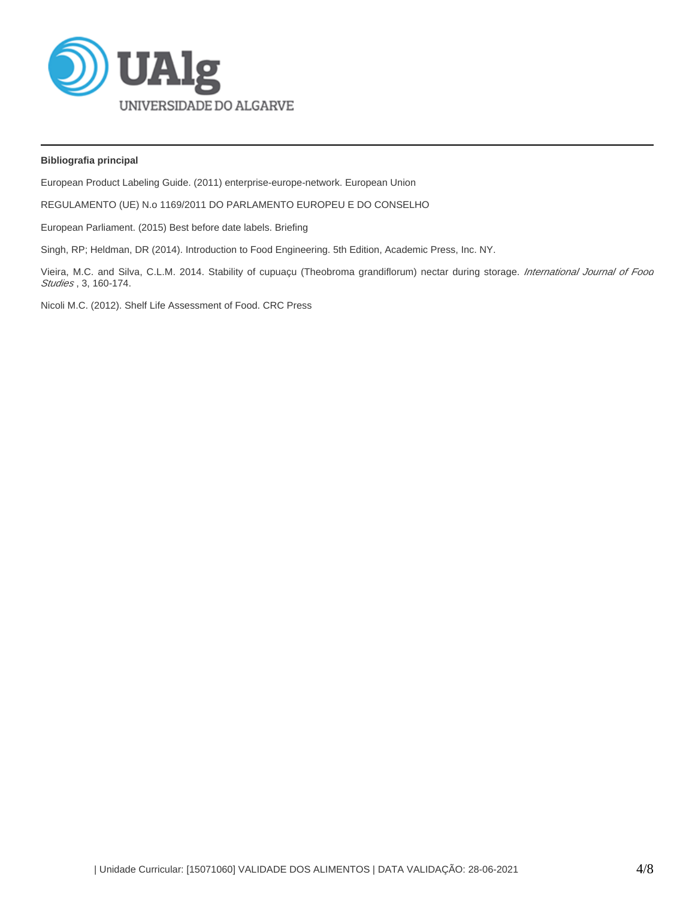**Bibliografia principal**

European Product Labeling Guide. (2011) enterprise-europe-network. European Union

REGULAMENTO (UE) N.o 1169/2011 DO PARLAMENTO EUROPEU E DO CONSELHO

European Parliament. (2015) Best before date labels. Briefing

Singh, RP; Heldman, DR (2014). Introduction to Food Engineering. 5th Edition, Academic Press, Inc. NY.

Vieira, M.C. and Silva, C.L.M. 2014. Stability of cupuaçu (Theobroma grandiflorum) nectar during storage. *International Journal of Food Studies* , 3, 160-174.

Nicoli M.C. (2012). Shelf Life Assessment of Food. CRC Press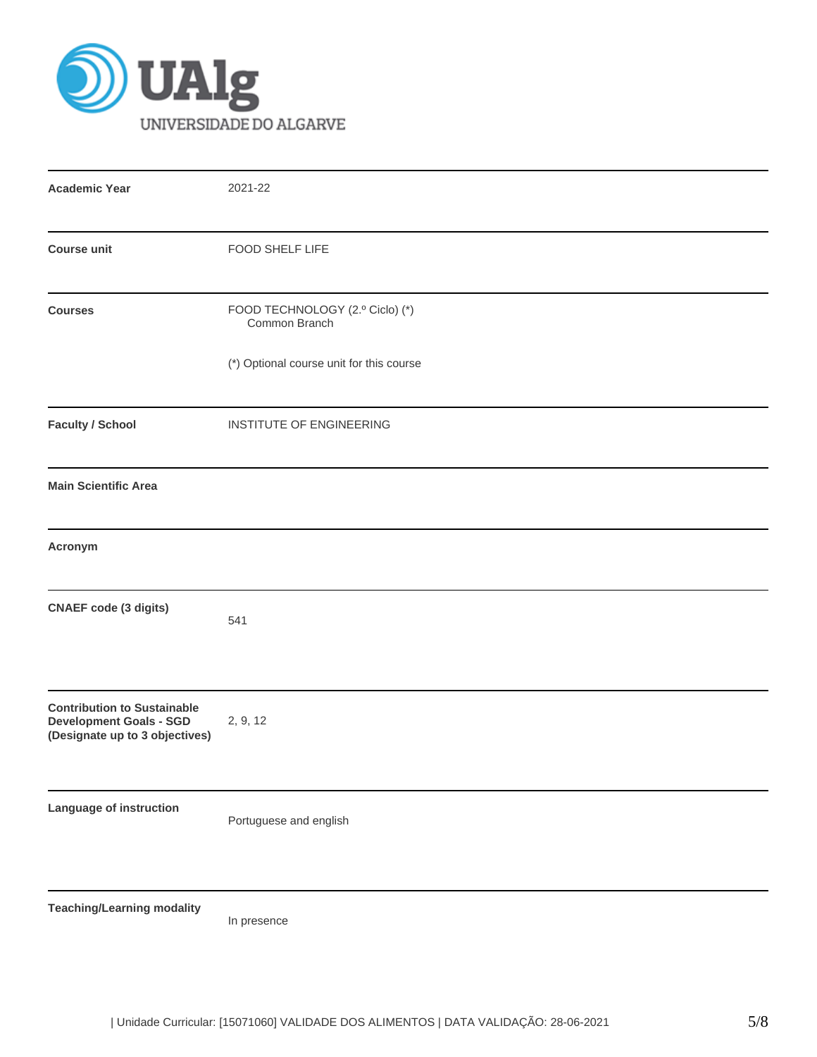UAlg
UNIVERSIDADE DO ALGARVE

| | |
|---|---|
| **Academic Year** | 2021-22 |
| **Course unit** | FOOD SHELF LIFE |
| **Courses** | FOOD TECHNOLOGY (2.º Ciclo) (*)<br>Common Branch<br><br>(*) Optional course unit for this course |
| **Faculty / School** | INSTITUTE OF ENGINEERING |
| **Main Scientific Area** | |
| **Acronym** | |
| **CNAEF code (3 digits)** | 541 |
| **Contribution to Sustainable Development Goals - SGD (Designate up to 3 objectives)** | 2, 9, 12 |
| **Language of instruction** | Portuguese and english |
| **Teaching/Learning modality** | In presence |

| Unidade Curricular: [15071060] VALIDADE DOS ALIMENTOS | DATA VALIDAÇÃO: 28-06-2021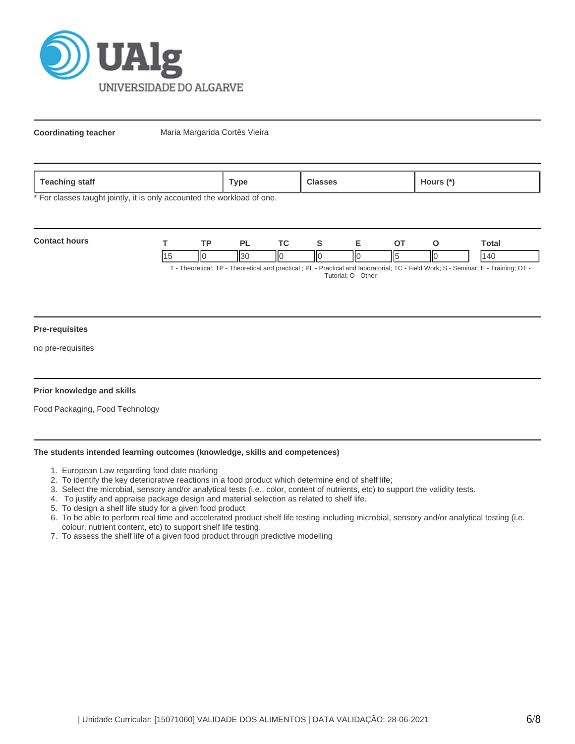UAlg UNIVERSIDADE DO ALGARVE

**Coordinating teacher** Maria Margarida Cortês Vieira

| Teaching staff | Type | Classes | Hours (*) |
|---|---|---|---|

* For classes taught jointly, it is only accounted the workload of one.

**Contact hours**

| T | TP | PL | TC | S | E | OT | O | Total |
|---|---|---|---|---|---|---|---|---|
| 15 | 0 | 30 | 0 | 0 | 0 | 5 | 0 | 140 |

T - Theoretical; TP - Theoretical and practical ; PL - Practical and laboratorial; TC - Field Work; S - Seminar; E - Training; OT - Tutorial; O - Other

**Pre-requisites**

no pre-requisites

**Prior knowledge and skills**

Food Packaging, Food Technology

**The students intended learning outcomes (knowledge, skills and competences)**

1. European Law regarding food date marking
2. To identify the key deteriorative reactions in a food product which determine end of shelf life;
3. Select the microbial, sensory and/or analytical tests (i.e., color, content of nutrients, etc) to support the validity tests.
4. To justify and appraise package design and material selection as related to shelf life.
5. To design a shelf life study for a given food product
6. To be able to perform real time and accelerated product shelf life testing including microbial, sensory and/or analytical testing (i.e. colour, nutrient content, etc) to support shelf life testing.
7. To assess the shelf life of a given food product through predictive modelling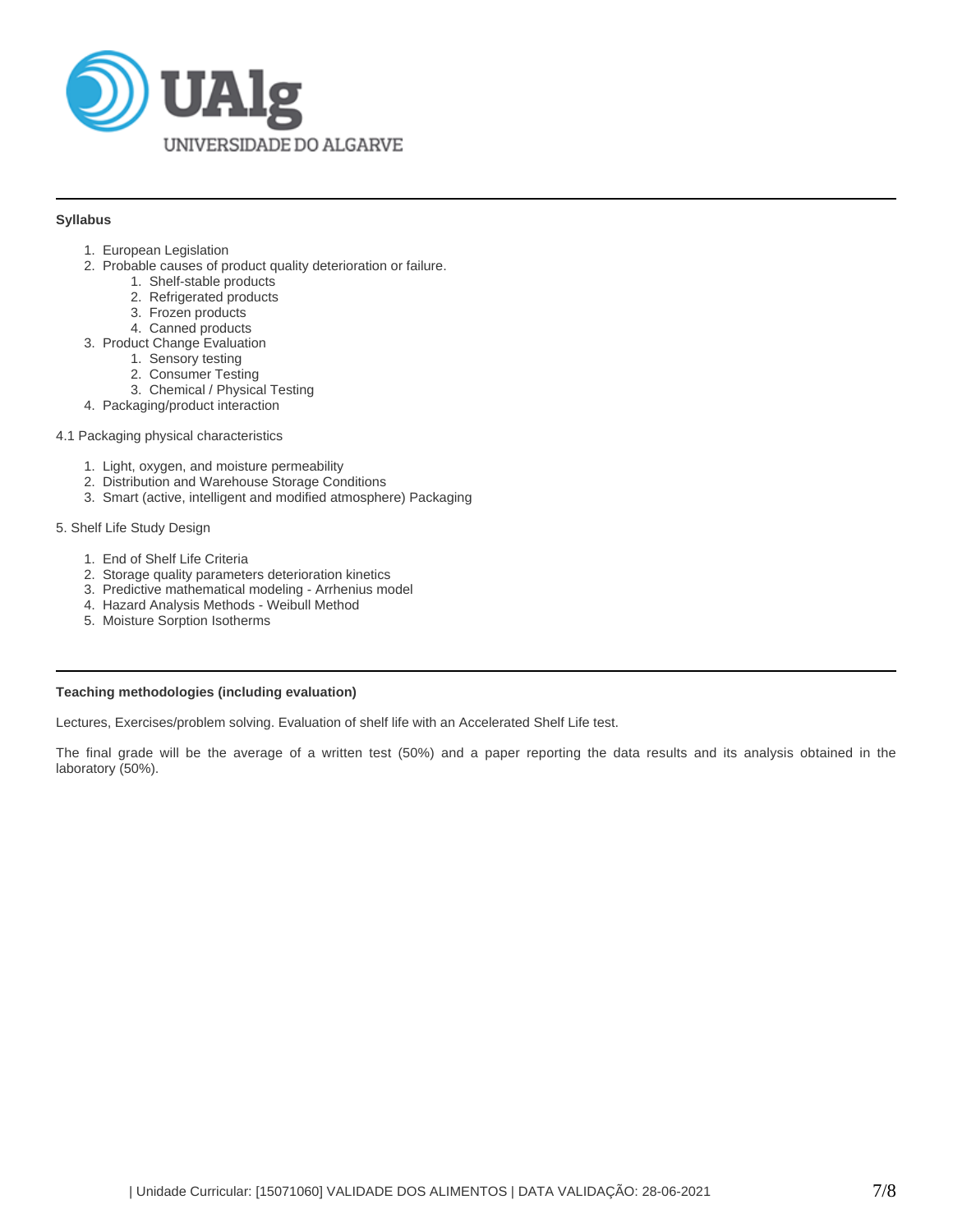**Syllabus**

1. European Legislation
2. Probable causes of product quality deterioration or failure.
    1. Shelf-stable products
    2. Refrigerated products
    3. Frozen products
    4. Canned products
3. Product Change Evaluation
    1. Sensory testing
    2. Consumer Testing
    3. Chemical / Physical Testing
4. Packaging/product interaction

4.1 Packaging physical characteristics

1. Light, oxygen, and moisture permeability
2. Distribution and Warehouse Storage Conditions
3. Smart (active, intelligent and modified atmosphere) Packaging

5. Shelf Life Study Design

1. End of Shelf Life Criteria
2. Storage quality parameters deterioration kinetics
3. Predictive mathematical modeling - Arrhenius model
4. Hazard Analysis Methods - Weibull Method
5. Moisture Sorption Isotherms

**Teaching methodologies (including evaluation)**

Lectures, Exercises/problem solving. Evaluation of shelf life with an Accelerated Shelf Life test.

The final grade will be the average of a written test (50%) and a paper reporting the data results and its analysis obtained in the laboratory (50%).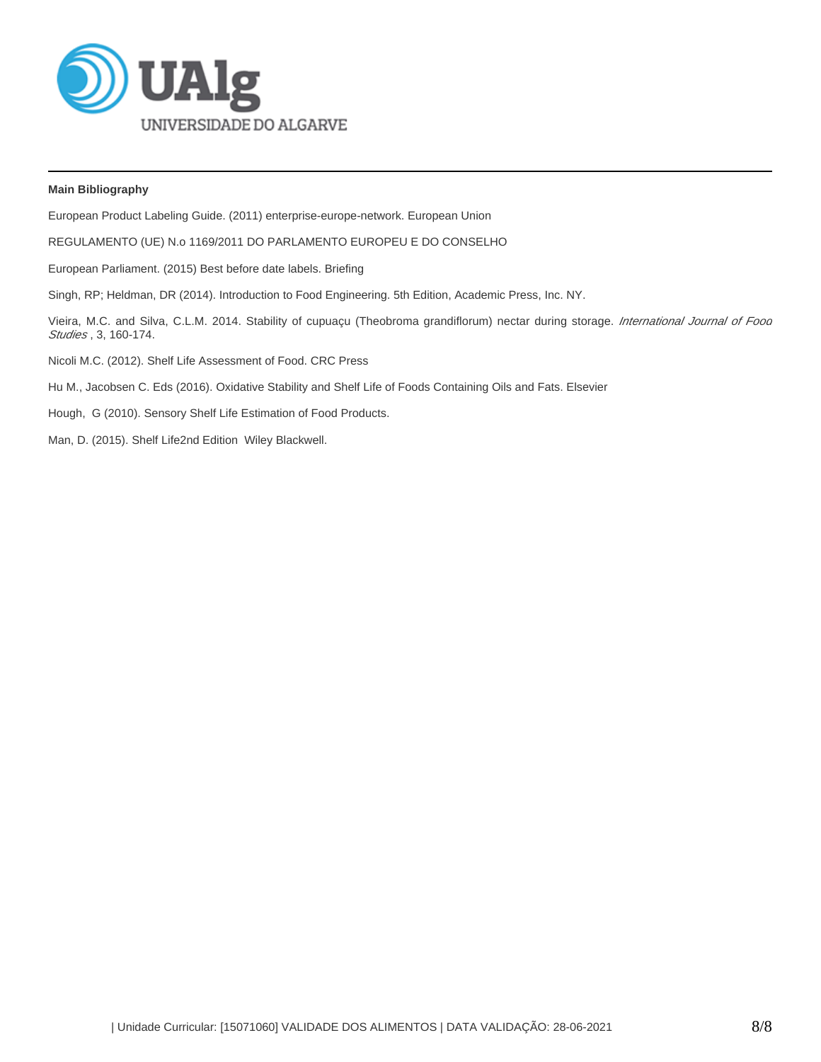**Main Bibliography**

European Product Labeling Guide. (2011) enterprise-europe-network. European Union

REGULAMENTO (UE) N.o 1169/2011 DO PARLAMENTO EUROPEU E DO CONSELHO

European Parliament. (2015) Best before date labels. Briefing

Singh, RP; Heldman, DR (2014). Introduction to Food Engineering. 5th Edition, Academic Press, Inc. NY.

Vieira, M.C. and Silva, C.L.M. 2014. Stability of cupuaçu (Theobroma grandiflorum) nectar during storage. *International Journal of Food Studies* , 3, 160-174.

Nicoli M.C. (2012). Shelf Life Assessment of Food. CRC Press

Hu M., Jacobsen C. Eds (2016). Oxidative Stability and Shelf Life of Foods Containing Oils and Fats. Elsevier

Hough, G (2010). Sensory Shelf Life Estimation of Food Products.

Man, D. (2015). Shelf Life2nd Edition Wiley Blackwell.